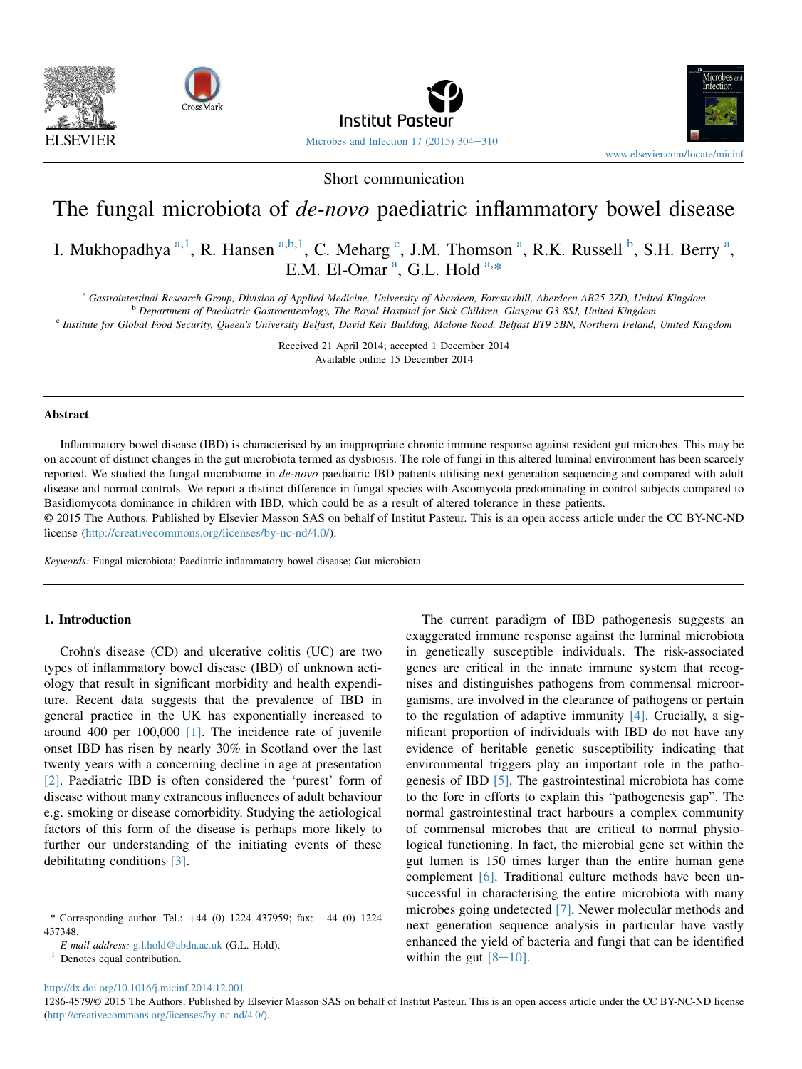Short communication

# The fungal microbiota of *de-novo* paediatric inflammatory bowel disease

I. Mukhopadhya [a,1], R. Hansen [a,b,1], C. Meharg [c], J.M. Thomson [a], R.K. Russell [b], S.H. Berry [a], E.M. El-Omar [a], G.L. Hold [a,*]

[a] Gastrointestinal Research Group, Division of Applied Medicine, University of Aberdeen, Foresterhill, Aberdeen AB25 2ZD, United Kingdom
[b] Department of Paediatric Gastroenterology, The Royal Hospital for Sick Children, Glasgow G3 8SJ, United Kingdom
[c] Institute for Global Food Security, Queen's University Belfast, David Keir Building, Malone Road, Belfast BT9 5BN, Northern Ireland, United Kingdom

Received 21 April 2014; accepted 1 December 2014
Available online 15 December 2014

## Abstract

Inflammatory bowel disease (IBD) is characterised by an inappropriate chronic immune response against resident gut microbes. This may be on account of distinct changes in the gut microbiota termed as dysbiosis. The role of fungi in this altered luminal environment has been scarcely reported. We studied the fungal microbiome in *de-novo* paediatric IBD patients utilising next generation sequencing and compared with adult disease and normal controls. We report a distinct difference in fungal species with Ascomycota predominating in control subjects compared to Basidiomycota dominance in children with IBD, which could be as a result of altered tolerance in these patients.

© 2015 The Authors. Published by Elsevier Masson SAS on behalf of Institut Pasteur. This is an open access article under the CC BY-NC-ND license (http://creativecommons.org/licenses/by-nc-nd/4.0/).

*Keywords:* Fungal microbiota; Paediatric inflammatory bowel disease; Gut microbiota

## 1. Introduction

Crohn's disease (CD) and ulcerative colitis (UC) are two types of inflammatory bowel disease (IBD) of unknown aetiology that result in significant morbidity and health expenditure. Recent data suggests that the prevalence of IBD in general practice in the UK has exponentially increased to around 400 per 100,000 [1]. The incidence rate of juvenile onset IBD has risen by nearly 30% in Scotland over the last twenty years with a concerning decline in age at presentation [2]. Paediatric IBD is often considered the 'purest' form of disease without many extraneous influences of adult behaviour e.g. smoking or disease comorbidity. Studying the aetiological factors of this form of the disease is perhaps more likely to further our understanding of the initiating events of these debilitating conditions [3].

The current paradigm of IBD pathogenesis suggests an exaggerated immune response against the luminal microbiota in genetically susceptible individuals. The risk-associated genes are critical in the innate immune system that recognises and distinguishes pathogens from commensal microorganisms, are involved in the clearance of pathogens or pertain to the regulation of adaptive immunity [4]. Crucially, a significant proportion of individuals with IBD do not have any evidence of heritable genetic susceptibility indicating that environmental triggers play an important role in the pathogenesis of IBD [5]. The gastrointestinal microbiota has come to the fore in efforts to explain this "pathogenesis gap". The normal gastrointestinal tract harbours a complex community of commensal microbes that are critical to normal physiological functioning. In fact, the microbial gene set within the gut lumen is 150 times larger than the entire human gene complement [6]. Traditional culture methods have been unsuccessful in characterising the entire microbiota with many microbes going undetected [7]. Newer molecular methods and next generation sequence analysis in particular have vastly enhanced the yield of bacteria and fungi that can be identified within the gut [8–10].

\* Corresponding author. Tel.: +44 (0) 1224 437959; fax: +44 (0) 1224 437348.
*E-mail address:* g.l.hold@abdn.ac.uk (G.L. Hold).
[1] Denotes equal contribution.

http://dx.doi.org/10.1016/j.micinf.2014.12.001
1286-4579/© 2015 The Authors. Published by Elsevier Masson SAS on behalf of Institut Pasteur. This is an open access article under the CC BY-NC-ND license (http://creativecommons.org/licenses/by-nc-nd/4.0/).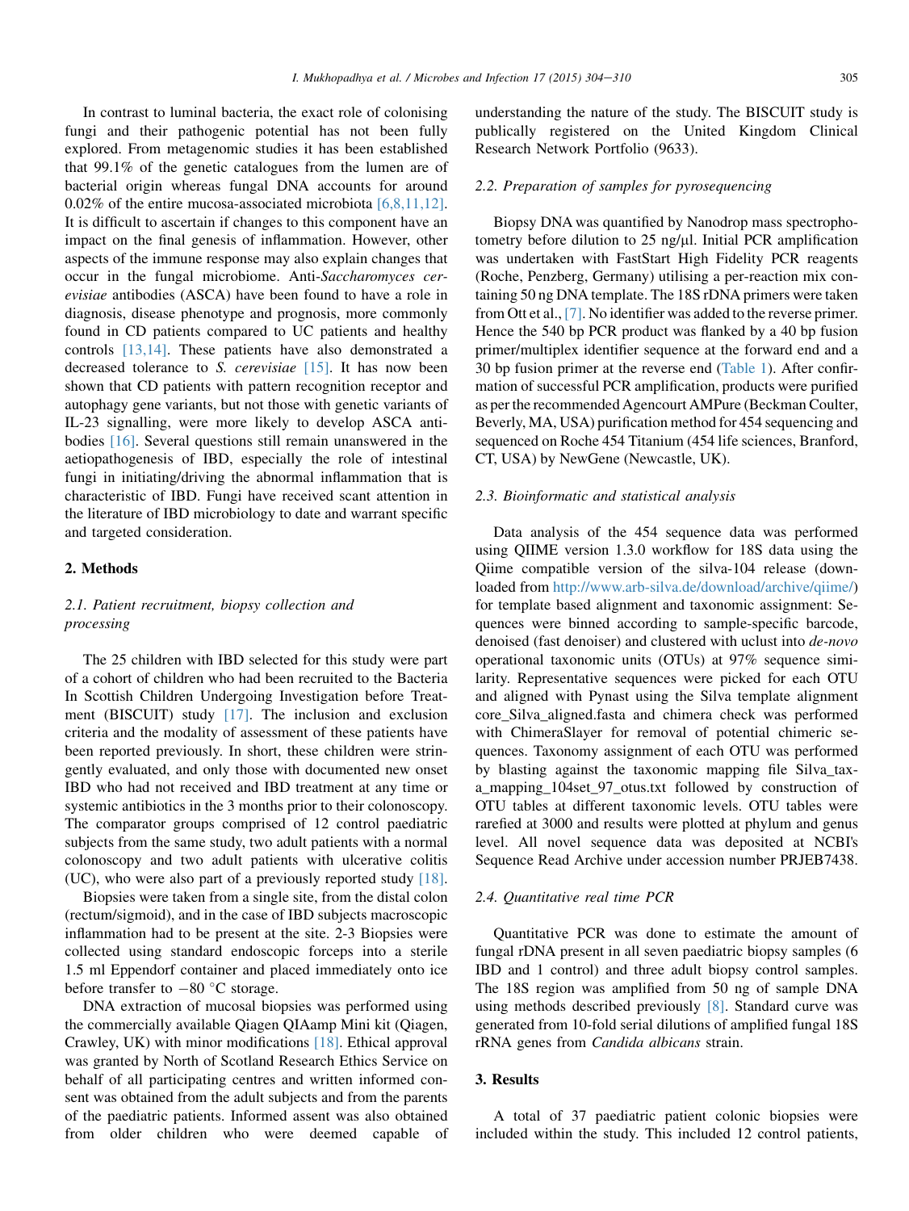In contrast to luminal bacteria, the exact role of colonising fungi and their pathogenic potential has not been fully explored. From metagenomic studies it has been established that 99.1% of the genetic catalogues from the lumen are of bacterial origin whereas fungal DNA accounts for around 0.02% of the entire mucosa-associated microbiota [6,8,11,12]. It is difficult to ascertain if changes to this component have an impact on the final genesis of inflammation. However, other aspects of the immune response may also explain changes that occur in the fungal microbiome. Anti-*Saccharomyces cerevisiae* antibodies (ASCA) have been found to have a role in diagnosis, disease phenotype and prognosis, more commonly found in CD patients compared to UC patients and healthy controls [13,14]. These patients have also demonstrated a decreased tolerance to *S. cerevisiae* [15]. It has now been shown that CD patients with pattern recognition receptor and autophagy gene variants, but not those with genetic variants of IL-23 signalling, were more likely to develop ASCA antibodies [16]. Several questions still remain unanswered in the aetiopathogenesis of IBD, especially the role of intestinal fungi in initiating/driving the abnormal inflammation that is characteristic of IBD. Fungi have received scant attention in the literature of IBD microbiology to date and warrant specific and targeted consideration.

## 2. Methods

### 2.1. Patient recruitment, biopsy collection and processing

The 25 children with IBD selected for this study were part of a cohort of children who had been recruited to the Bacteria In Scottish Children Undergoing Investigation before Treatment (BISCUIT) study [17]. The inclusion and exclusion criteria and the modality of assessment of these patients have been reported previously. In short, these children were stringently evaluated, and only those with documented new onset IBD who had not received and IBD treatment at any time or systemic antibiotics in the 3 months prior to their colonoscopy. The comparator groups comprised of 12 control paediatric subjects from the same study, two adult patients with a normal colonoscopy and two adult patients with ulcerative colitis (UC), who were also part of a previously reported study [18].

Biopsies were taken from a single site, from the distal colon (rectum/sigmoid), and in the case of IBD subjects macroscopic inflammation had to be present at the site. 2-3 Biopsies were collected using standard endoscopic forceps into a sterile 1.5 ml Eppendorf container and placed immediately onto ice before transfer to −80 °C storage.

DNA extraction of mucosal biopsies was performed using the commercially available Qiagen QIAamp Mini kit (Qiagen, Crawley, UK) with minor modifications [18]. Ethical approval was granted by North of Scotland Research Ethics Service on behalf of all participating centres and written informed consent was obtained from the adult subjects and from the parents of the paediatric patients. Informed assent was also obtained from older children who were deemed capable of understanding the nature of the study. The BISCUIT study is publically registered on the United Kingdom Clinical Research Network Portfolio (9633).

### 2.2. Preparation of samples for pyrosequencing

Biopsy DNA was quantified by Nanodrop mass spectrophotometry before dilution to 25 ng/μl. Initial PCR amplification was undertaken with FastStart High Fidelity PCR reagents (Roche, Penzberg, Germany) utilising a per-reaction mix containing 50 ng DNA template. The 18S rDNA primers were taken from Ott et al., [7]. No identifier was added to the reverse primer. Hence the 540 bp PCR product was flanked by a 40 bp fusion primer/multiplex identifier sequence at the forward end and a 30 bp fusion primer at the reverse end (Table 1). After confirmation of successful PCR amplification, products were purified as per the recommended Agencourt AMPure (Beckman Coulter, Beverly, MA, USA) purification method for 454 sequencing and sequenced on Roche 454 Titanium (454 life sciences, Branford, CT, USA) by NewGene (Newcastle, UK).

### 2.3. Bioinformatic and statistical analysis

Data analysis of the 454 sequence data was performed using QIIME version 1.3.0 workflow for 18S data using the Qiime compatible version of the silva-104 release (downloaded from http://www.arb-silva.de/download/archive/qiime/) for template based alignment and taxonomic assignment: Sequences were binned according to sample-specific barcode, denoised (fast denoiser) and clustered with uclust into *de-novo* operational taxonomic units (OTUs) at 97% sequence similarity. Representative sequences were picked for each OTU and aligned with Pynast using the Silva template alignment core_Silva_aligned.fasta and chimera check was performed with ChimeraSlayer for removal of potential chimeric sequences. Taxonomy assignment of each OTU was performed by blasting against the taxonomic mapping file Silva_taxa_mapping_104set_97_otus.txt followed by construction of OTU tables at different taxonomic levels. OTU tables were rarefied at 3000 and results were plotted at phylum and genus level. All novel sequence data was deposited at NCBI's Sequence Read Archive under accession number PRJEB7438.

### 2.4. Quantitative real time PCR

Quantitative PCR was done to estimate the amount of fungal rDNA present in all seven paediatric biopsy samples (6 IBD and 1 control) and three adult biopsy control samples. The 18S region was amplified from 50 ng of sample DNA using methods described previously [8]. Standard curve was generated from 10-fold serial dilutions of amplified fungal 18S rRNA genes from *Candida albicans* strain.

## 3. Results

A total of 37 paediatric patient colonic biopsies were included within the study. This included 12 control patients,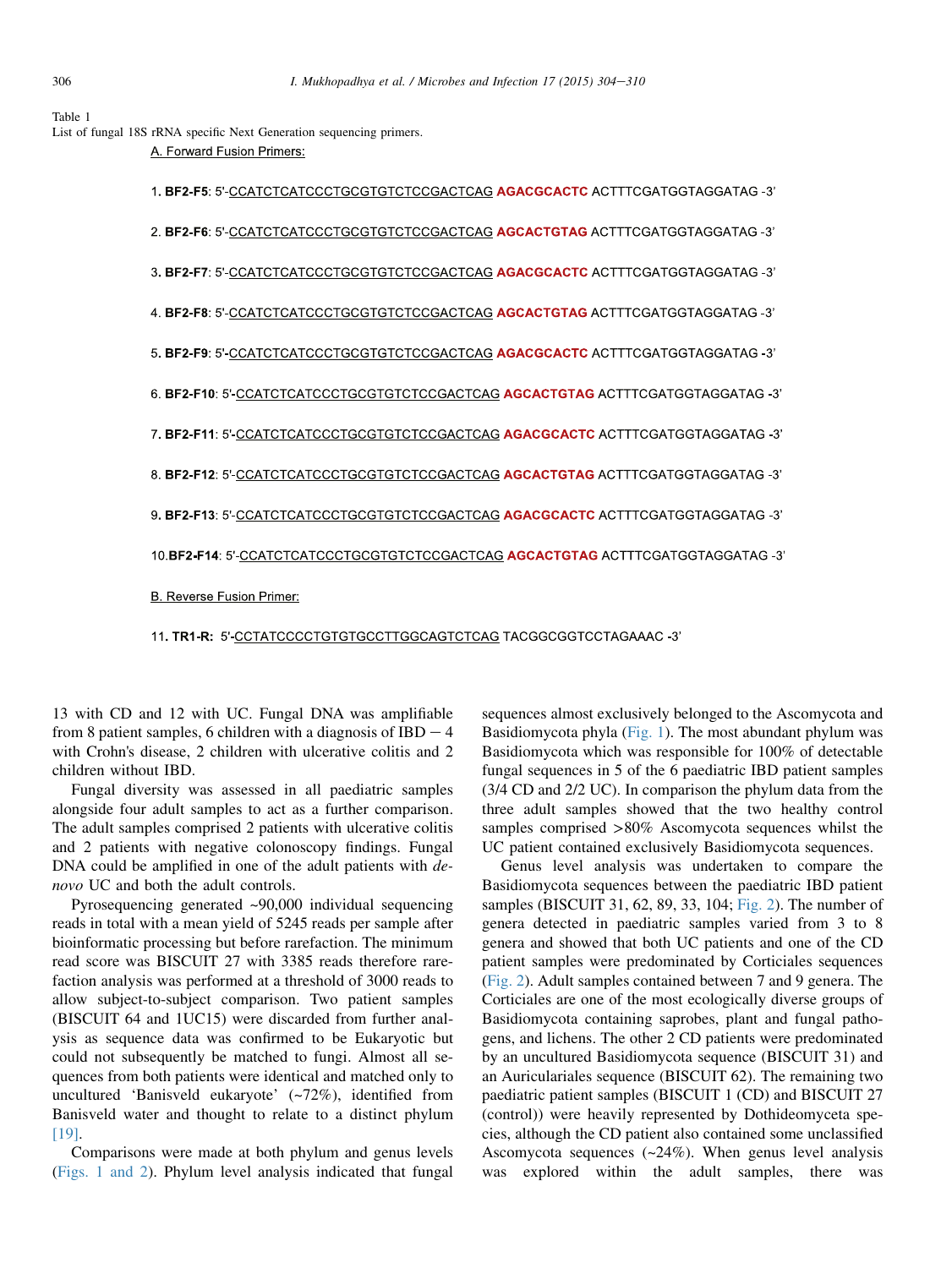Table 1
List of fungal 18S rRNA specific Next Generation sequencing primers.

A. Forward Fusion Primers:

1. **BF2-F5**: 5'-CCATCTCATCCCTGCGTGTCTCCGACTCAG **AGACGCACTC** ACTTTCGATGGTAGGATAG -3'
2. **BF2-F6**: 5'-CCATCTCATCCCTGCGTGTCTCCGACTCAG **AGCACTGTAG** ACTTTCGATGGTAGGATAG -3'
3. **BF2-F7**: 5'-CCATCTCATCCCTGCGTGTCTCCGACTCAG **AGACGCACTC** ACTTTCGATGGTAGGATAG -3'
4. **BF2-F8**: 5'-CCATCTCATCCCTGCGTGTCTCCGACTCAG **AGCACTGTAG** ACTTTCGATGGTAGGATAG -3'
5. **BF2-F9**: 5'-CCATCTCATCCCTGCGTGTCTCCGACTCAG **AGACGCACTC** ACTTTCGATGGTAGGATAG -3'
6. **BF2-F10**: 5'-CCATCTCATCCCTGCGTGTCTCCGACTCAG **AGCACTGTAG** ACTTTCGATGGTAGGATAG -3'
7. **BF2-F11**: 5'-CCATCTCATCCCTGCGTGTCTCCGACTCAG **AGACGCACTC** ACTTTCGATGGTAGGATAG -3'
8. **BF2-F12**: 5'-CCATCTCATCCCTGCGTGTCTCCGACTCAG **AGCACTGTAG** ACTTTCGATGGTAGGATAG -3'
9. **BF2-F13**: 5'-CCATCTCATCCCTGCGTGTCTCCGACTCAG **AGACGCACTC** ACTTTCGATGGTAGGATAG -3'
10. **BF2-F14**: 5'-CCATCTCATCCCTGCGTGTCTCCGACTCAG **AGCACTGTAG** ACTTTCGATGGTAGGATAG -3'

B. Reverse Fusion Primer:

11. **TR1-R**: 5'-CCTATCCCCTGTGTGCCTTGGCAGTCTCAG TACGGCGGTCCTAGAAAC -3'

13 with CD and 12 with UC. Fungal DNA was amplifiable from 8 patient samples, 6 children with a diagnosis of IBD − 4 with Crohn's disease, 2 children with ulcerative colitis and 2 children without IBD.

Fungal diversity was assessed in all paediatric samples alongside four adult samples to act as a further comparison. The adult samples comprised 2 patients with ulcerative colitis and 2 patients with negative colonoscopy findings. Fungal DNA could be amplified in one of the adult patients with *de-novo* UC and both the adult controls.

Pyrosequencing generated ~90,000 individual sequencing reads in total with a mean yield of 5245 reads per sample after bioinformatic processing but before rarefaction. The minimum read score was BISCUIT 27 with 3385 reads therefore rarefaction analysis was performed at a threshold of 3000 reads to allow subject-to-subject comparison. Two patient samples (BISCUIT 64 and 1UC15) were discarded from further analysis as sequence data was confirmed to be Eukaryotic but could not subsequently be matched to fungi. Almost all sequences from both patients were identical and matched only to uncultured 'Banisveld eukaryote' (~72%), identified from Banisveld water and thought to relate to a distinct phylum [19].

Comparisons were made at both phylum and genus levels (Figs. 1 and 2). Phylum level analysis indicated that fungal sequences almost exclusively belonged to the Ascomycota and Basidiomycota phyla (Fig. 1). The most abundant phylum was Basidiomycota which was responsible for 100% of detectable fungal sequences in 5 of the 6 paediatric IBD patient samples (3/4 CD and 2/2 UC). In comparison the phylum data from the three adult samples showed that the two healthy control samples comprised >80% Ascomycota sequences whilst the UC patient contained exclusively Basidiomycota sequences.

Genus level analysis was undertaken to compare the Basidiomycota sequences between the paediatric IBD patient samples (BISCUIT 31, 62, 89, 33, 104; Fig. 2). The number of genera detected in paediatric samples varied from 3 to 8 genera and showed that both UC patients and one of the CD patient samples were predominated by Corticiales sequences (Fig. 2). Adult samples contained between 7 and 9 genera. The Corticiales are one of the most ecologically diverse groups of Basidiomycota containing saprobes, plant and fungal pathogens, and lichens. The other 2 CD patients were predominated by an uncultured Basidiomycota sequence (BISCUIT 31) and an Auriculariales sequence (BISCUIT 62). The remaining two paediatric patient samples (BISCUIT 1 (CD) and BISCUIT 27 (control)) were heavily represented by Dothideomyceta species, although the CD patient also contained some unclassified Ascomycota sequences (~24%). When genus level analysis was explored within the adult samples, there was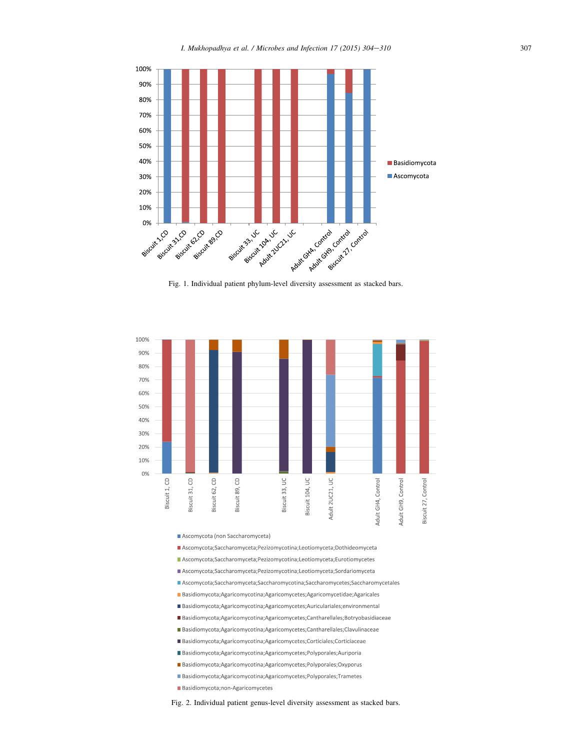Fig. 1. Individual patient phylum-level diversity assessment as stacked bars.

Fig. 2. Individual patient genus-level diversity assessment as stacked bars.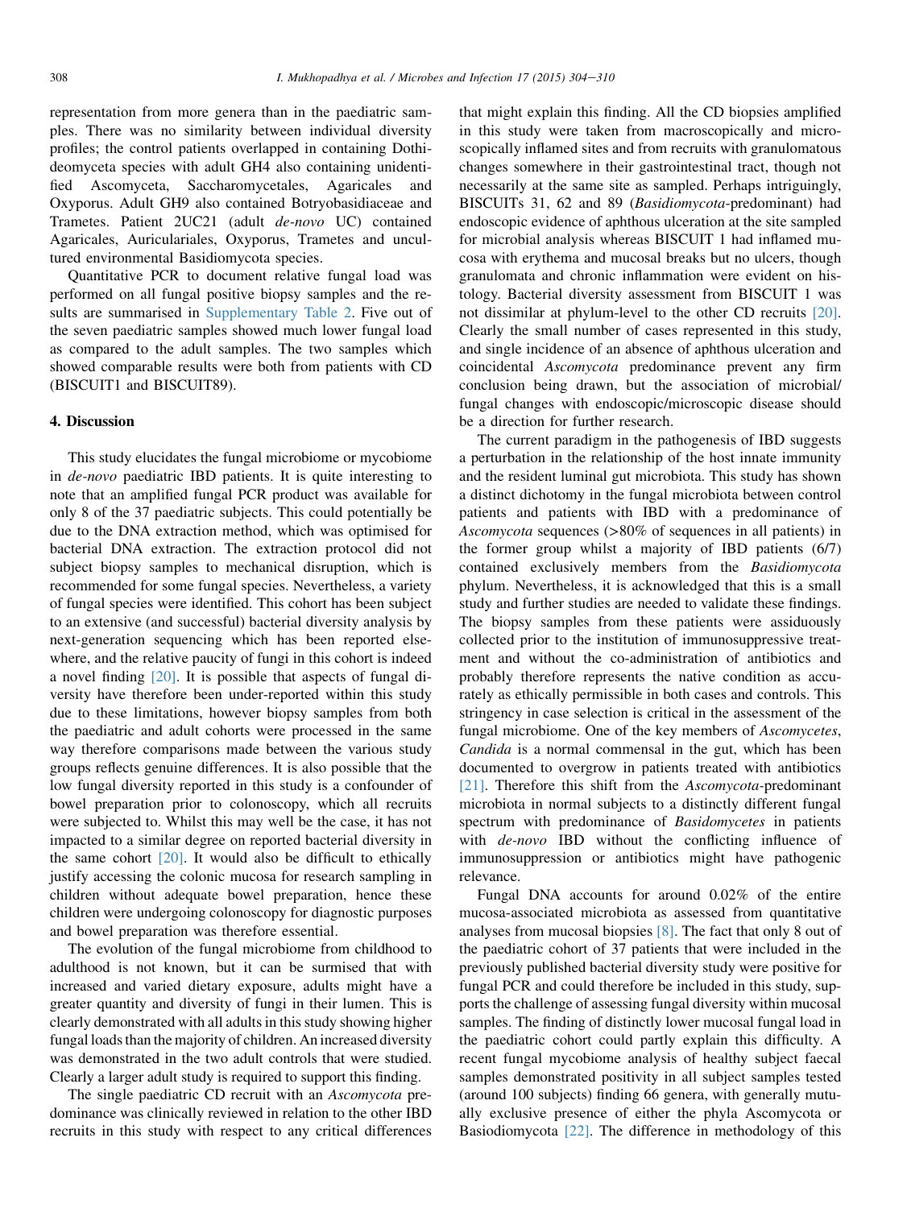representation from more genera than in the paediatric samples. There was no similarity between individual diversity profiles; the control patients overlapped in containing Dothideomyceta species with adult GH4 also containing unidentified Ascomyceta, Saccharomycetales, Agaricales and Oxyporus. Adult GH9 also contained Botryobasidiaceae and Trametes. Patient 2UC21 (adult *de-novo* UC) contained Agaricales, Auriculariales, Oxyporus, Trametes and uncultured environmental Basidiomycota species.

Quantitative PCR to document relative fungal load was performed on all fungal positive biopsy samples and the results are summarised in Supplementary Table 2. Five out of the seven paediatric samples showed much lower fungal load as compared to the adult samples. The two samples which showed comparable results were both from patients with CD (BISCUIT1 and BISCUIT89).

## 4. Discussion

This study elucidates the fungal microbiome or mycobiome in *de-novo* paediatric IBD patients. It is quite interesting to note that an amplified fungal PCR product was available for only 8 of the 37 paediatric subjects. This could potentially be due to the DNA extraction method, which was optimised for bacterial DNA extraction. The extraction protocol did not subject biopsy samples to mechanical disruption, which is recommended for some fungal species. Nevertheless, a variety of fungal species were identified. This cohort has been subject to an extensive (and successful) bacterial diversity analysis by next-generation sequencing which has been reported elsewhere, and the relative paucity of fungi in this cohort is indeed a novel finding [20]. It is possible that aspects of fungal diversity have therefore been under-reported within this study due to these limitations, however biopsy samples from both the paediatric and adult cohorts were processed in the same way therefore comparisons made between the various study groups reflects genuine differences. It is also possible that the low fungal diversity reported in this study is a confounder of bowel preparation prior to colonoscopy, which all recruits were subjected to. Whilst this may well be the case, it has not impacted to a similar degree on reported bacterial diversity in the same cohort [20]. It would also be difficult to ethically justify accessing the colonic mucosa for research sampling in children without adequate bowel preparation, hence these children were undergoing colonoscopy for diagnostic purposes and bowel preparation was therefore essential.

The evolution of the fungal microbiome from childhood to adulthood is not known, but it can be surmised that with increased and varied dietary exposure, adults might have a greater quantity and diversity of fungi in their lumen. This is clearly demonstrated with all adults in this study showing higher fungal loads than the majority of children. An increased diversity was demonstrated in the two adult controls that were studied. Clearly a larger adult study is required to support this finding.

The single paediatric CD recruit with an *Ascomycota* predominance was clinically reviewed in relation to the other IBD recruits in this study with respect to any critical differences that might explain this finding. All the CD biopsies amplified in this study were taken from macroscopically and microscopically inflamed sites and from recruits with granulomatous changes somewhere in their gastrointestinal tract, though not necessarily at the same site as sampled. Perhaps intriguingly, BISCUITs 31, 62 and 89 (*Basidiomycota*-predominant) had endoscopic evidence of aphthous ulceration at the site sampled for microbial analysis whereas BISCUIT 1 had inflamed mucosa with erythema and mucosal breaks but no ulcers, though granulomata and chronic inflammation were evident on histology. Bacterial diversity assessment from BISCUIT 1 was not dissimilar at phylum-level to the other CD recruits [20]. Clearly the small number of cases represented in this study, and single incidence of an absence of aphthous ulceration and coincidental *Ascomycota* predominance prevent any firm conclusion being drawn, but the association of microbial/fungal changes with endoscopic/microscopic disease should be a direction for further research.

The current paradigm in the pathogenesis of IBD suggests a perturbation in the relationship of the host innate immunity and the resident luminal gut microbiota. This study has shown a distinct dichotomy in the fungal microbiota between control patients and patients with IBD with a predominance of *Ascomycota* sequences (>80% of sequences in all patients) in the former group whilst a majority of IBD patients (6/7) contained exclusively members from the *Basidiomycota* phylum. Nevertheless, it is acknowledged that this is a small study and further studies are needed to validate these findings. The biopsy samples from these patients were assiduously collected prior to the institution of immunosuppressive treatment and without the co-administration of antibiotics and probably therefore represents the native condition as accurately as ethically permissible in both cases and controls. This stringency in case selection is critical in the assessment of the fungal microbiome. One of the key members of *Ascomycetes*, *Candida* is a normal commensal in the gut, which has been documented to overgrow in patients treated with antibiotics [21]. Therefore this shift from the *Ascomycota*-predominant microbiota in normal subjects to a distinctly different fungal spectrum with predominance of *Basidomycetes* in patients with *de-novo* IBD without the conflicting influence of immunosuppression or antibiotics might have pathogenic relevance.

Fungal DNA accounts for around 0.02% of the entire mucosa-associated microbiota as assessed from quantitative analyses from mucosal biopsies [8]. The fact that only 8 out of the paediatric cohort of 37 patients that were included in the previously published bacterial diversity study were positive for fungal PCR and could therefore be included in this study, supports the challenge of assessing fungal diversity within mucosal samples. The finding of distinctly lower mucosal fungal load in the paediatric cohort could partly explain this difficulty. A recent fungal mycobiome analysis of healthy subject faecal samples demonstrated positivity in all subject samples tested (around 100 subjects) finding 66 genera, with generally mutually exclusive presence of either the phyla Ascomycota or Basiodiomycota [22]. The difference in methodology of this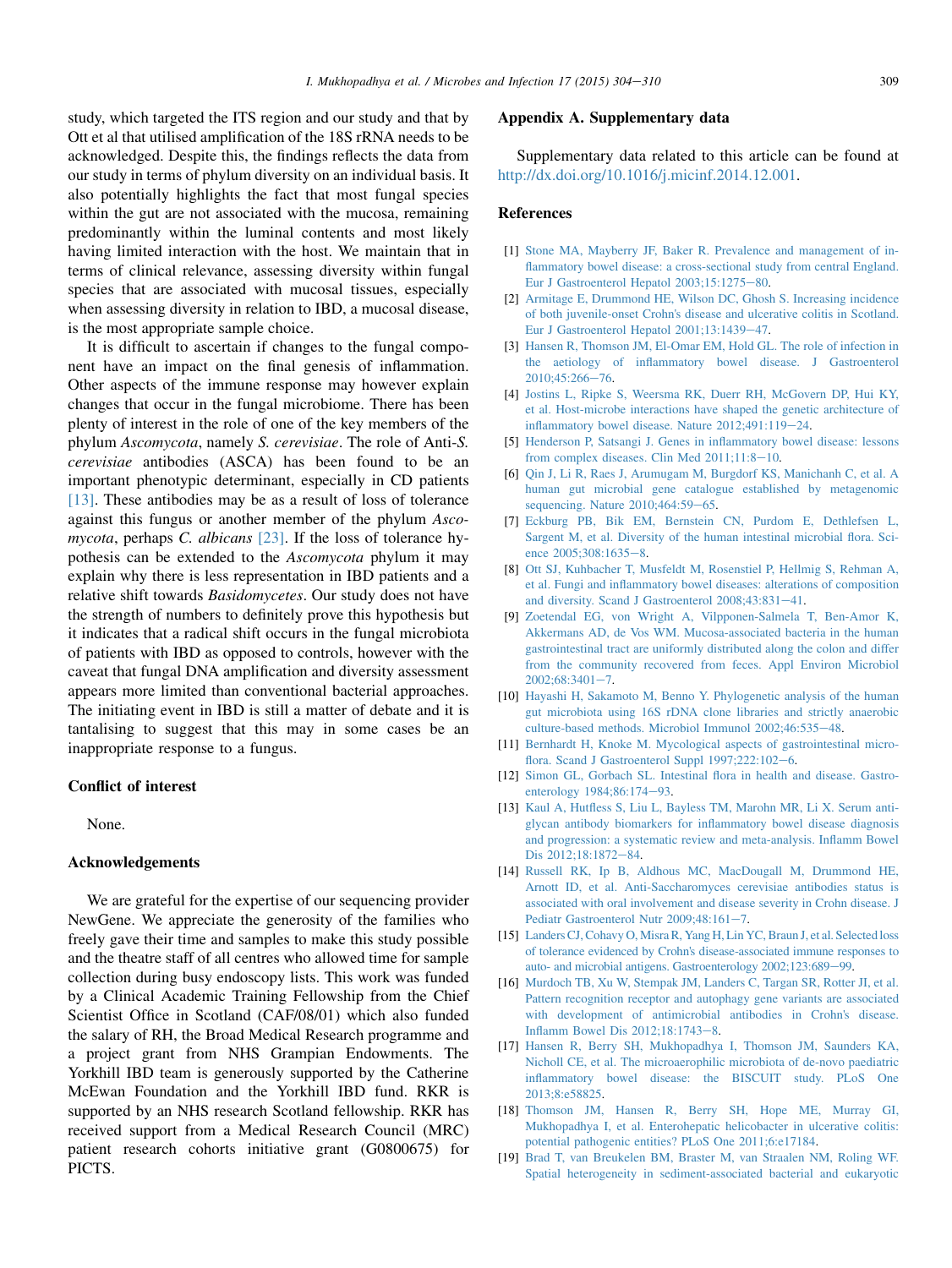study, which targeted the ITS region and our study and that by Ott et al that utilised amplification of the 18S rRNA needs to be acknowledged. Despite this, the findings reflects the data from our study in terms of phylum diversity on an individual basis. It also potentially highlights the fact that most fungal species within the gut are not associated with the mucosa, remaining predominantly within the luminal contents and most likely having limited interaction with the host. We maintain that in terms of clinical relevance, assessing diversity within fungal species that are associated with mucosal tissues, especially when assessing diversity in relation to IBD, a mucosal disease, is the most appropriate sample choice.

It is difficult to ascertain if changes to the fungal component have an impact on the final genesis of inflammation. Other aspects of the immune response may however explain changes that occur in the fungal microbiome. There has been plenty of interest in the role of one of the key members of the phylum *Ascomycota*, namely *S. cerevisiae*. The role of Anti-*S. cerevisiae* antibodies (ASCA) has been found to be an important phenotypic determinant, especially in CD patients [13]. These antibodies may be as a result of loss of tolerance against this fungus or another member of the phylum *Ascomycota*, perhaps *C. albicans* [23]. If the loss of tolerance hypothesis can be extended to the *Ascomycota* phylum it may explain why there is less representation in IBD patients and a relative shift towards *Basidomycetes*. Our study does not have the strength of numbers to definitely prove this hypothesis but it indicates that a radical shift occurs in the fungal microbiota of patients with IBD as opposed to controls, however with the caveat that fungal DNA amplification and diversity assessment appears more limited than conventional bacterial approaches. The initiating event in IBD is still a matter of debate and it is tantalising to suggest that this may in some cases be an inappropriate response to a fungus.

## Conflict of interest

None.

## Acknowledgements

We are grateful for the expertise of our sequencing provider NewGene. We appreciate the generosity of the families who freely gave their time and samples to make this study possible and the theatre staff of all centres who allowed time for sample collection during busy endoscopy lists. This work was funded by a Clinical Academic Training Fellowship from the Chief Scientist Office in Scotland (CAF/08/01) which also funded the salary of RH, the Broad Medical Research programme and a project grant from NHS Grampian Endowments. The Yorkhill IBD team is generously supported by the Catherine McEwan Foundation and the Yorkhill IBD fund. RKR is supported by an NHS research Scotland fellowship. RKR has received support from a Medical Research Council (MRC) patient research cohorts initiative grant (G0800675) for PICTS.

## Appendix A. Supplementary data

Supplementary data related to this article can be found at http://dx.doi.org/10.1016/j.micinf.2014.12.001.

## References

[1] Stone MA, Mayberry JF, Baker R. Prevalence and management of inflammatory bowel disease: a cross-sectional study from central England. Eur J Gastroenterol Hepatol 2003;15:1275−80.

[2] Armitage E, Drummond HE, Wilson DC, Ghosh S. Increasing incidence of both juvenile-onset Crohn's disease and ulcerative colitis in Scotland. Eur J Gastroenterol Hepatol 2001;13:1439−47.

[3] Hansen R, Thomson JM, El-Omar EM, Hold GL. The role of infection in the aetiology of inflammatory bowel disease. J Gastroenterol 2010;45:266−76.

[4] Jostins L, Ripke S, Weersma RK, Duerr RH, McGovern DP, Hui KY, et al. Host-microbe interactions have shaped the genetic architecture of inflammatory bowel disease. Nature 2012;491:119−24.

[5] Henderson P, Satsangi J. Genes in inflammatory bowel disease: lessons from complex diseases. Clin Med 2011;11:8−10.

[6] Qin J, Li R, Raes J, Arumugam M, Burgdorf KS, Manichanh C, et al. A human gut microbial gene catalogue established by metagenomic sequencing. Nature 2010;464:59−65.

[7] Eckburg PB, Bik EM, Bernstein CN, Purdom E, Dethlefsen L, Sargent M, et al. Diversity of the human intestinal microbial flora. Science 2005;308:1635−8.

[8] Ott SJ, Kuhbacher T, Musfeldt M, Rosenstiel P, Hellmig S, Rehman A, et al. Fungi and inflammatory bowel diseases: alterations of composition and diversity. Scand J Gastroenterol 2008;43:831−41.

[9] Zoetendal EG, von Wright A, Vilpponen-Salmela T, Ben-Amor K, Akkermans AD, de Vos WM. Mucosa-associated bacteria in the human gastrointestinal tract are uniformly distributed along the colon and differ from the community recovered from feces. Appl Environ Microbiol 2002;68:3401−7.

[10] Hayashi H, Sakamoto M, Benno Y. Phylogenetic analysis of the human gut microbiota using 16S rDNA clone libraries and strictly anaerobic culture-based methods. Microbiol Immunol 2002;46:535−48.

[11] Bernhardt H, Knoke M. Mycological aspects of gastrointestinal microflora. Scand J Gastroenterol Suppl 1997;222:102−6.

[12] Simon GL, Gorbach SL. Intestinal flora in health and disease. Gastroenterology 1984;86:174−93.

[13] Kaul A, Hutfless S, Liu L, Bayless TM, Marohn MR, Li X. Serum anti-glycan antibody biomarkers for inflammatory bowel disease diagnosis and progression: a systematic review and meta-analysis. Inflamm Bowel Dis 2012;18:1872−84.

[14] Russell RK, Ip B, Aldhous MC, MacDougall M, Drummond HE, Arnott ID, et al. Anti-Saccharomyces cerevisiae antibodies status is associated with oral involvement and disease severity in Crohn disease. J Pediatr Gastroenterol Nutr 2009;48:161−7.

[15] Landers CJ, Cohavy O, Misra R, Yang H, Lin YC, Braun J, et al. Selected loss of tolerance evidenced by Crohn's disease-associated immune responses to auto- and microbial antigens. Gastroenterology 2002;123:689−99.

[16] Murdoch TB, Xu W, Stempak JM, Landers C, Targan SR, Rotter JI, et al. Pattern recognition receptor and autophagy gene variants are associated with development of antimicrobial antibodies in Crohn's disease. Inflamm Bowel Dis 2012;18:1743−8.

[17] Hansen R, Berry SH, Mukhopadhya I, Thomson JM, Saunders KA, Nicholl CE, et al. The microaerophilic microbiota of de-novo paediatric inflammatory bowel disease: the BISCUIT study. PLoS One 2013;8:e58825.

[18] Thomson JM, Hansen R, Berry SH, Hope ME, Murray GI, Mukhopadhya I, et al. Enterohepatic helicobacter in ulcerative colitis: potential pathogenic entities? PLoS One 2011;6:e17184.

[19] Brad T, van Breukelen BM, Braster M, van Straalen NM, Roling WF. Spatial heterogeneity in sediment-associated bacterial and eukaryotic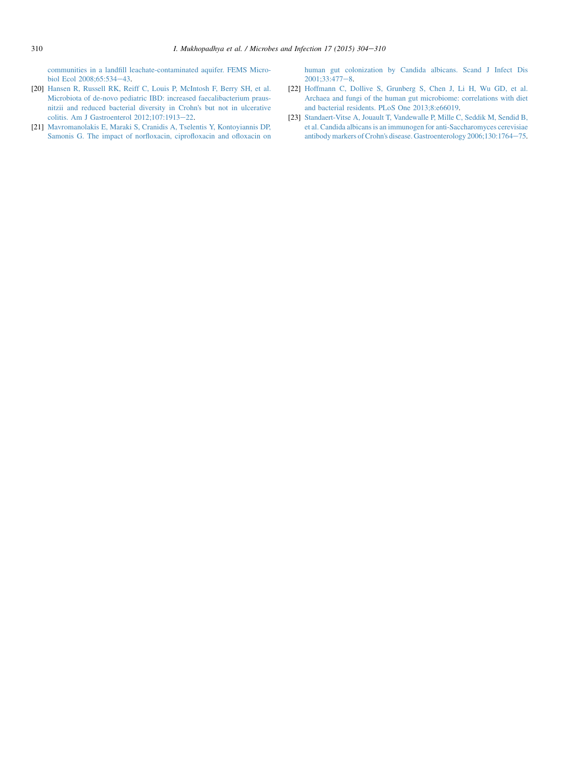communities in a landfill leachate-contaminated aquifer. FEMS Microbiol Ecol 2008;65:534–43.

[20] Hansen R, Russell RK, Reiff C, Louis P, McIntosh F, Berry SH, et al. Microbiota of de-novo pediatric IBD: increased faecalibacterium prausnitzii and reduced bacterial diversity in Crohn's but not in ulcerative colitis. Am J Gastroenterol 2012;107:1913–22.

[21] Mavromanolakis E, Maraki S, Cranidis A, Tselentis Y, Kontoyiannis DP, Samonis G. The impact of norfloxacin, ciprofloxacin and ofloxacin on human gut colonization by Candida albicans. Scand J Infect Dis 2001;33:477–8.

[22] Hoffmann C, Dollive S, Grunberg S, Chen J, Li H, Wu GD, et al. Archaea and fungi of the human gut microbiome: correlations with diet and bacterial residents. PLoS One 2013;8:e66019.

[23] Standaert-Vitse A, Jouault T, Vandewalle P, Mille C, Seddik M, Sendid B, et al. Candida albicans is an immunogen for anti-Saccharomyces cerevisiae antibody markers of Crohn's disease. Gastroenterology 2006;130:1764–75.